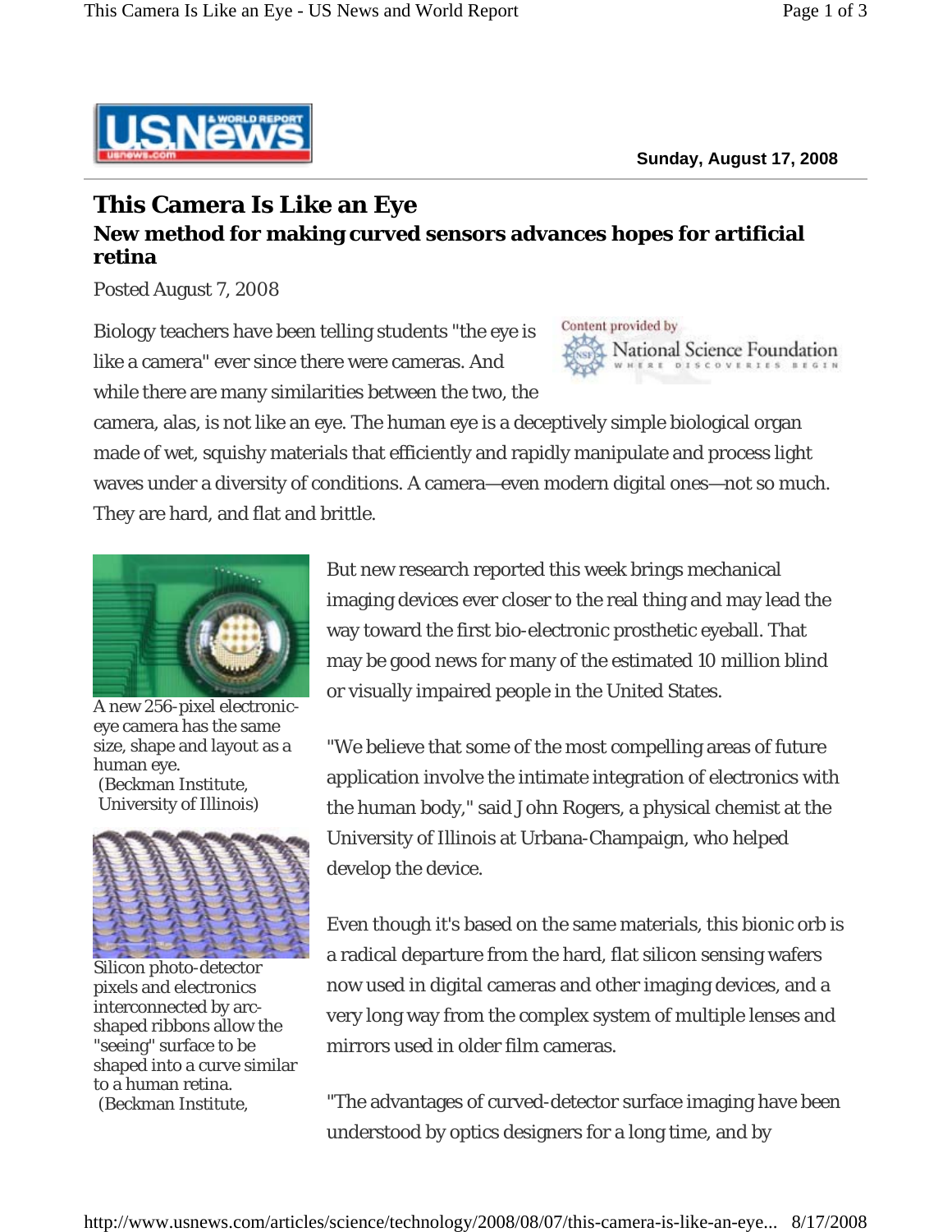Sunday, August 17, 2008

# This Camera Is Like an Eye

## New method for making curved sensors advances hopes for artificial retina

Posted August 7, 2008

Content provided by National Science Foundation — Where Discoveries Begin

Biology teachers have been telling students "the eye is like a camera" ever since there were cameras. And while there are many similarities between the two, the camera, alas, is not like an eye. The human eye is a deceptively simple biological organ made of wet, squishy materials that efficiently and rapidly manipulate and process light waves under a diversity of conditions. A camera—even modern digital ones—not so much. They are hard, and flat and brittle.

A new 256-pixel electronic-eye camera has the same size, shape and layout as a human eye.
(Beckman Institute, University of Illinois)

Silicon photo-detector pixels and electronics interconnected by arc-shaped ribbons allow the "seeing" surface to be shaped into a curve similar to a human retina.
(Beckman Institute,

But new research reported this week brings mechanical imaging devices ever closer to the real thing and may lead the way toward the first bio-electronic prosthetic eyeball. That may be good news for many of the estimated 10 million blind or visually impaired people in the United States.

"We believe that some of the most compelling areas of future application involve the intimate integration of electronics with the human body," said John Rogers, a physical chemist at the University of Illinois at Urbana-Champaign, who helped develop the device.

Even though it's based on the same materials, this bionic orb is a radical departure from the hard, flat silicon sensing wafers now used in digital cameras and other imaging devices, and a very long way from the complex system of multiple lenses and mirrors used in older film cameras.

"The advantages of curved-detector surface imaging have been understood by optics designers for a long time, and by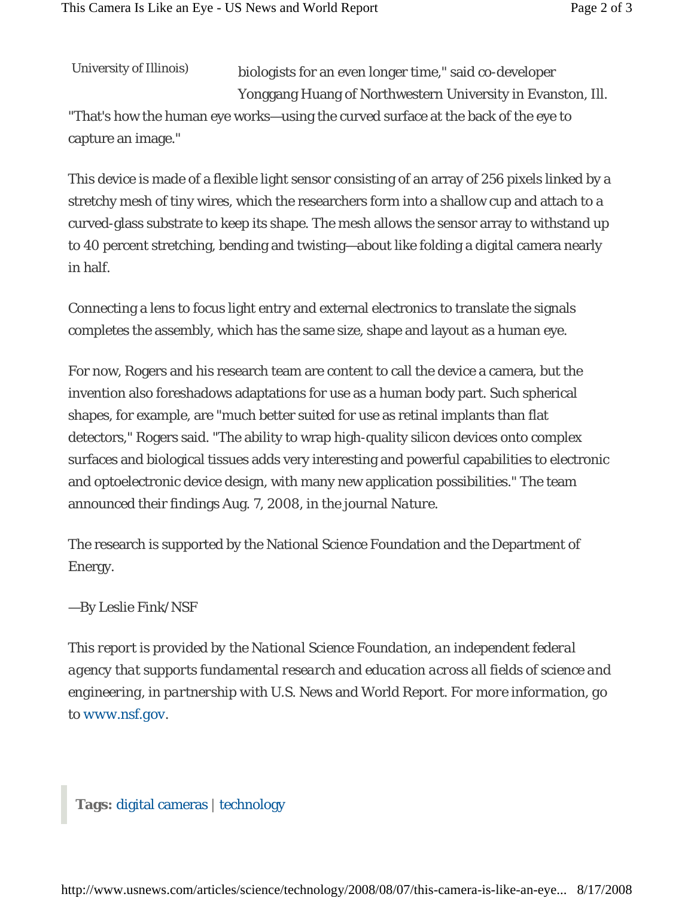University of Illinois)

biologists for an even longer time," said co-developer Yonggang Huang of Northwestern University in Evanston, Ill. "That's how the human eye works—using the curved surface at the back of the eye to capture an image."

This device is made of a flexible light sensor consisting of an array of 256 pixels linked by a stretchy mesh of tiny wires, which the researchers form into a shallow cup and attach to a curved-glass substrate to keep its shape. The mesh allows the sensor array to withstand up to 40 percent stretching, bending and twisting—about like folding a digital camera nearly in half.

Connecting a lens to focus light entry and external electronics to translate the signals completes the assembly, which has the same size, shape and layout as a human eye.

For now, Rogers and his research team are content to call the device a camera, but the invention also foreshadows adaptations for use as a human body part. Such spherical shapes, for example, are "much better suited for use as retinal implants than flat detectors," Rogers said. "The ability to wrap high-quality silicon devices onto complex surfaces and biological tissues adds very interesting and powerful capabilities to electronic and optoelectronic device design, with many new application possibilities." The team announced their findings Aug. 7, 2008, in the journal *Nature*.

The research is supported by the National Science Foundation and the Department of Energy.

—By Leslie Fink/NSF

*This report is provided by the National Science Foundation, an independent federal agency that supports fundamental research and education across all fields of science and engineering, in partnership with U.S. News and World Report. For more information, go to* www.nsf.gov.

**Tags:** digital cameras | technology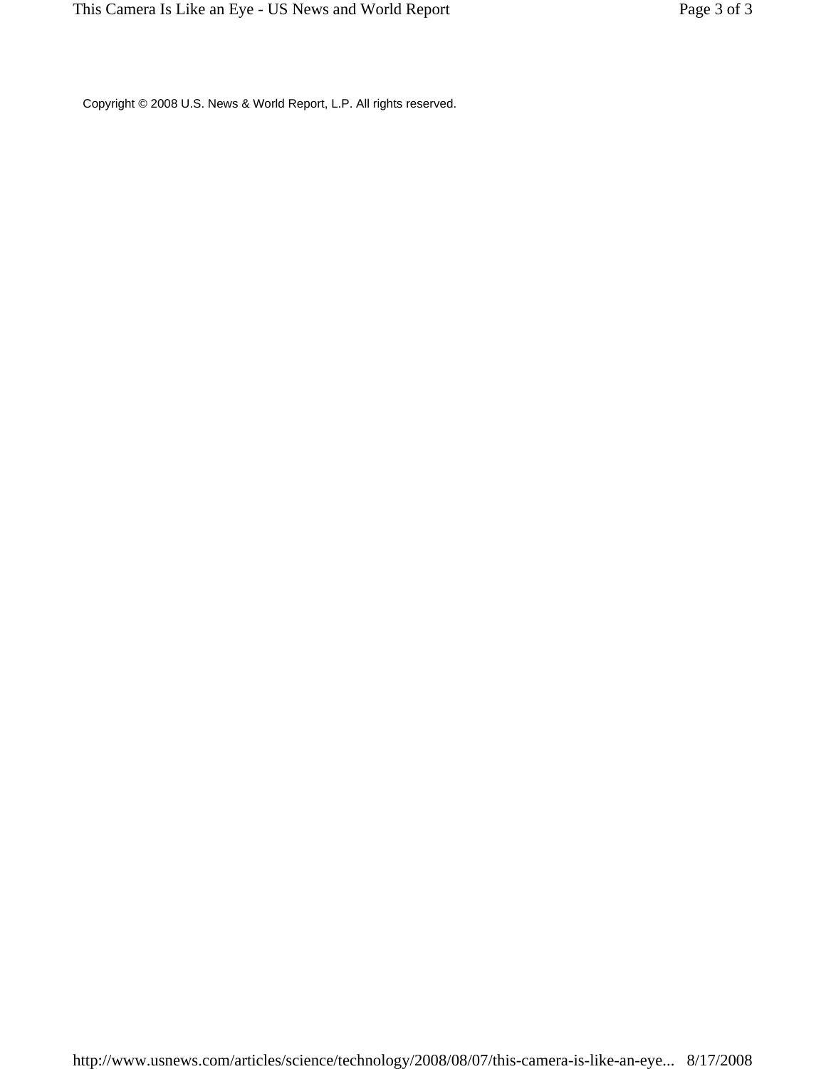Copyright © 2008 U.S. News & World Report, L.P. All rights reserved.